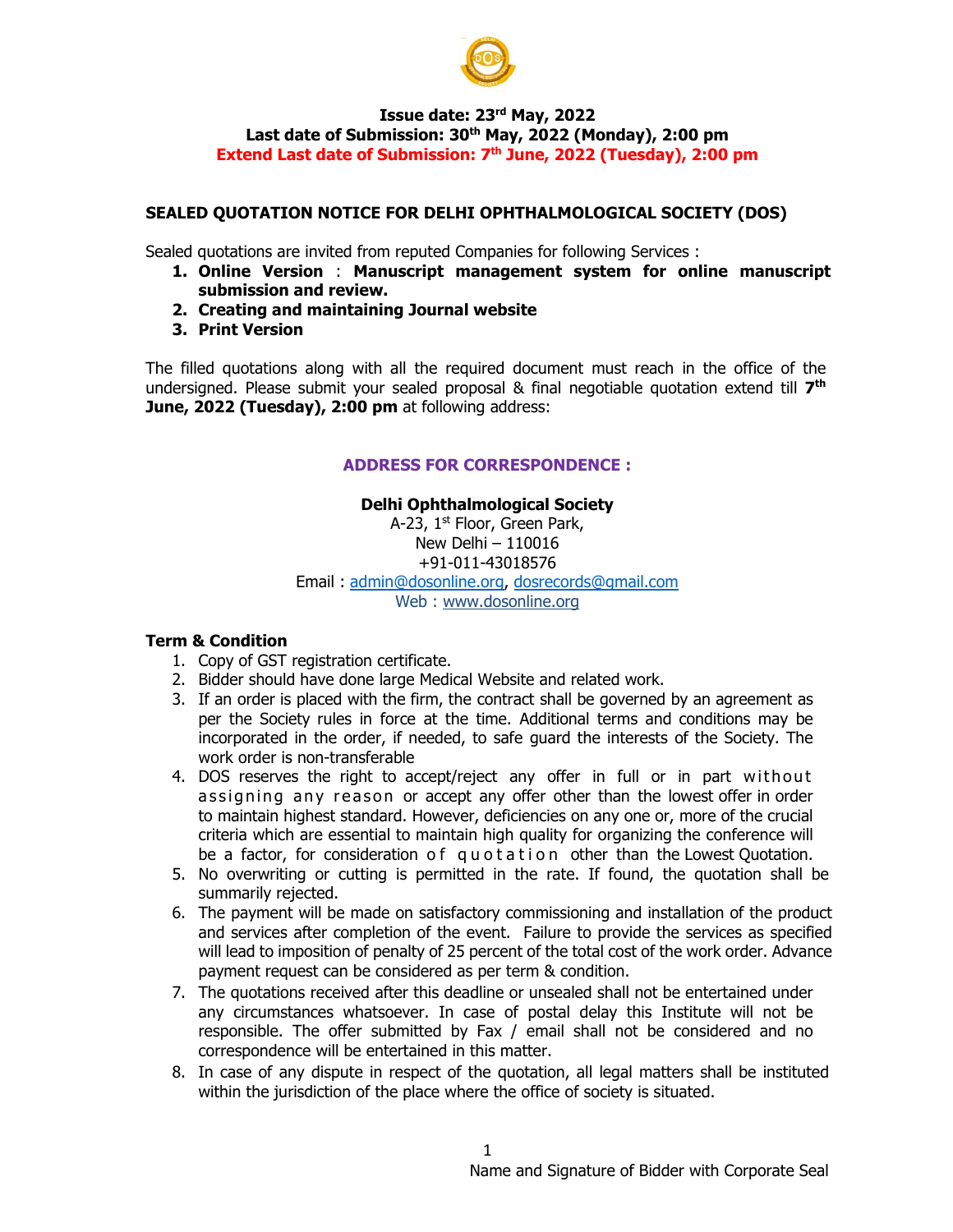**Issue date: 23rd May, 2022**
**Last date of Submission: 30th May, 2022 (Monday), 2:00 pm**
**Extend Last date of Submission: 7th June, 2022 (Tuesday), 2:00 pm**

## SEALED QUOTATION NOTICE FOR DELHI OPHTHALMOLOGICAL SOCIETY (DOS)

Sealed quotations are invited from reputed Companies for following Services :

1. **Online Version** : **Manuscript management system for online manuscript submission and review.**
2. **Creating and maintaining Journal website**
3. **Print Version**

The filled quotations along with all the required document must reach in the office of the undersigned. Please submit your sealed proposal & final negotiable quotation extend till **7th June, 2022 (Tuesday), 2:00 pm** at following address:

**ADDRESS FOR CORRESPONDENCE :**

**Delhi Ophthalmological Society**
A-23, 1st Floor, Green Park,
New Delhi – 110016
+91-011-43018576
Email : admin@dosonline.org, dosrecords@gmail.com
Web : www.dosonline.org

### Term & Condition

1. Copy of GST registration certificate.
2. Bidder should have done large Medical Website and related work.
3. If an order is placed with the firm, the contract shall be governed by an agreement as per the Society rules in force at the time. Additional terms and conditions may be incorporated in the order, if needed, to safe guard the interests of the Society. The work order is non-transferable
4. DOS reserves the right to accept/reject any offer in full or in part without assigning any reason or accept any offer other than the lowest offer in order to maintain highest standard. However, deficiencies on any one or, more of the crucial criteria which are essential to maintain high quality for organizing the conference will be a factor, for consideration of quotation other than the Lowest Quotation.
5. No overwriting or cutting is permitted in the rate. If found, the quotation shall be summarily rejected.
6. The payment will be made on satisfactory commissioning and installation of the product and services after completion of the event. Failure to provide the services as specified will lead to imposition of penalty of 25 percent of the total cost of the work order. Advance payment request can be considered as per term & condition.
7. The quotations received after this deadline or unsealed shall not be entertained under any circumstances whatsoever. In case of postal delay this Institute will not be responsible. The offer submitted by Fax / email shall not be considered and no correspondence will be entertained in this matter.
8. In case of any dispute in respect of the quotation, all legal matters shall be instituted within the jurisdiction of the place where the office of society is situated.

Name and Signature of Bidder with Corporate Seal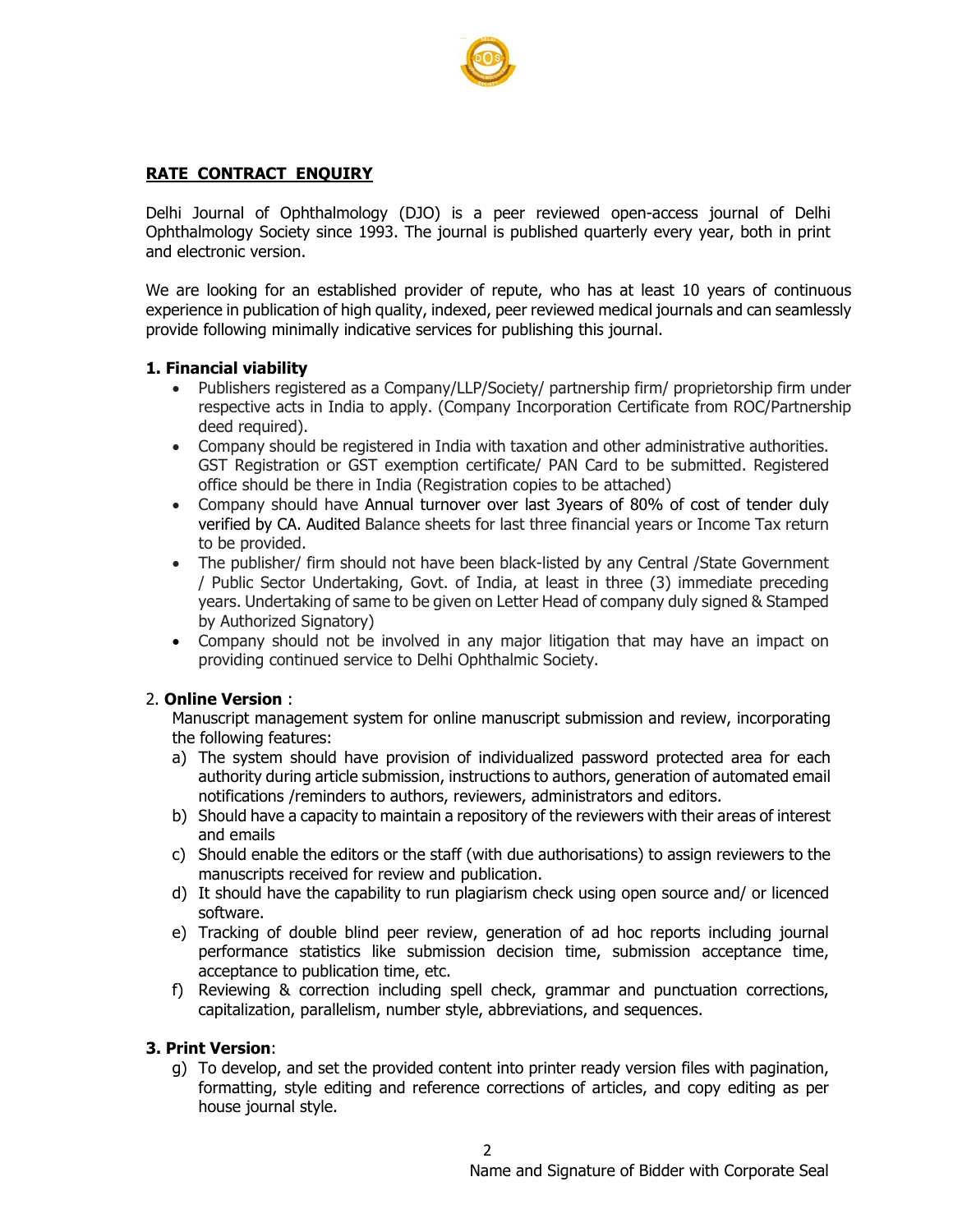## RATE CONTRACT ENQUIRY

Delhi Journal of Ophthalmology (DJO) is a peer reviewed open-access journal of Delhi Ophthalmology Society since 1993. The journal is published quarterly every year, both in print and electronic version.

We are looking for an established provider of repute, who has at least 10 years of continuous experience in publication of high quality, indexed, peer reviewed medical journals and can seamlessly provide following minimally indicative services for publishing this journal.

### 1. Financial viability

- Publishers registered as a Company/LLP/Society/ partnership firm/ proprietorship firm under respective acts in India to apply. (Company Incorporation Certificate from ROC/Partnership deed required).
- Company should be registered in India with taxation and other administrative authorities. GST Registration or GST exemption certificate/ PAN Card to be submitted. Registered office should be there in India (Registration copies to be attached)
- Company should have Annual turnover over last 3years of 80% of cost of tender duly verified by CA. Audited Balance sheets for last three financial years or Income Tax return to be provided.
- The publisher/ firm should not have been black-listed by any Central /State Government / Public Sector Undertaking, Govt. of India, at least in three (3) immediate preceding years. Undertaking of same to be given on Letter Head of company duly signed & Stamped by Authorized Signatory)
- Company should not be involved in any major litigation that may have an impact on providing continued service to Delhi Ophthalmic Society.

### 2. Online Version :

Manuscript management system for online manuscript submission and review, incorporating the following features:

a) The system should have provision of individualized password protected area for each authority during article submission, instructions to authors, generation of automated email notifications /reminders to authors, reviewers, administrators and editors.
b) Should have a capacity to maintain a repository of the reviewers with their areas of interest and emails
c) Should enable the editors or the staff (with due authorisations) to assign reviewers to the manuscripts received for review and publication.
d) It should have the capability to run plagiarism check using open source and/ or licenced software.
e) Tracking of double blind peer review, generation of ad hoc reports including journal performance statistics like submission decision time, submission acceptance time, acceptance to publication time, etc.
f) Reviewing & correction including spell check, grammar and punctuation corrections, capitalization, parallelism, number style, abbreviations, and sequences.

### 3. Print Version:

g) To develop, and set the provided content into printer ready version files with pagination, formatting, style editing and reference corrections of articles, and copy editing as per house journal style.

Name and Signature of Bidder with Corporate Seal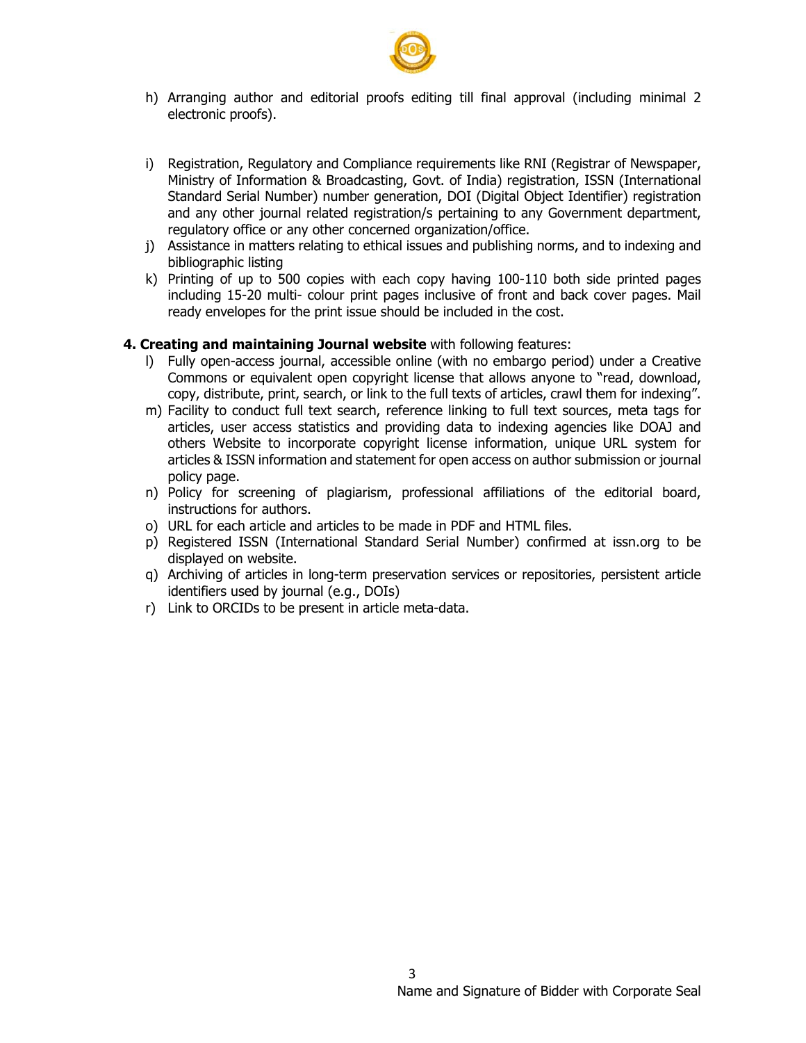h) Arranging author and editorial proofs editing till final approval (including minimal 2 electronic proofs).

i) Registration, Regulatory and Compliance requirements like RNI (Registrar of Newspaper, Ministry of Information & Broadcasting, Govt. of India) registration, ISSN (International Standard Serial Number) number generation, DOI (Digital Object Identifier) registration and any other journal related registration/s pertaining to any Government department, regulatory office or any other concerned organization/office.

j) Assistance in matters relating to ethical issues and publishing norms, and to indexing and bibliographic listing

k) Printing of up to 500 copies with each copy having 100-110 both side printed pages including 15-20 multi- colour print pages inclusive of front and back cover pages. Mail ready envelopes for the print issue should be included in the cost.

**4. Creating and maintaining Journal website** with following features:

l) Fully open-access journal, accessible online (with no embargo period) under a Creative Commons or equivalent open copyright license that allows anyone to "read, download, copy, distribute, print, search, or link to the full texts of articles, crawl them for indexing".

m) Facility to conduct full text search, reference linking to full text sources, meta tags for articles, user access statistics and providing data to indexing agencies like DOAJ and others Website to incorporate copyright license information, unique URL system for articles & ISSN information and statement for open access on author submission or journal policy page.

n) Policy for screening of plagiarism, professional affiliations of the editorial board, instructions for authors.

o) URL for each article and articles to be made in PDF and HTML files.

p) Registered ISSN (International Standard Serial Number) confirmed at issn.org to be displayed on website.

q) Archiving of articles in long-term preservation services or repositories, persistent article identifiers used by journal (e.g., DOIs)

r) Link to ORCIDs to be present in article meta-data.

Name and Signature of Bidder with Corporate Seal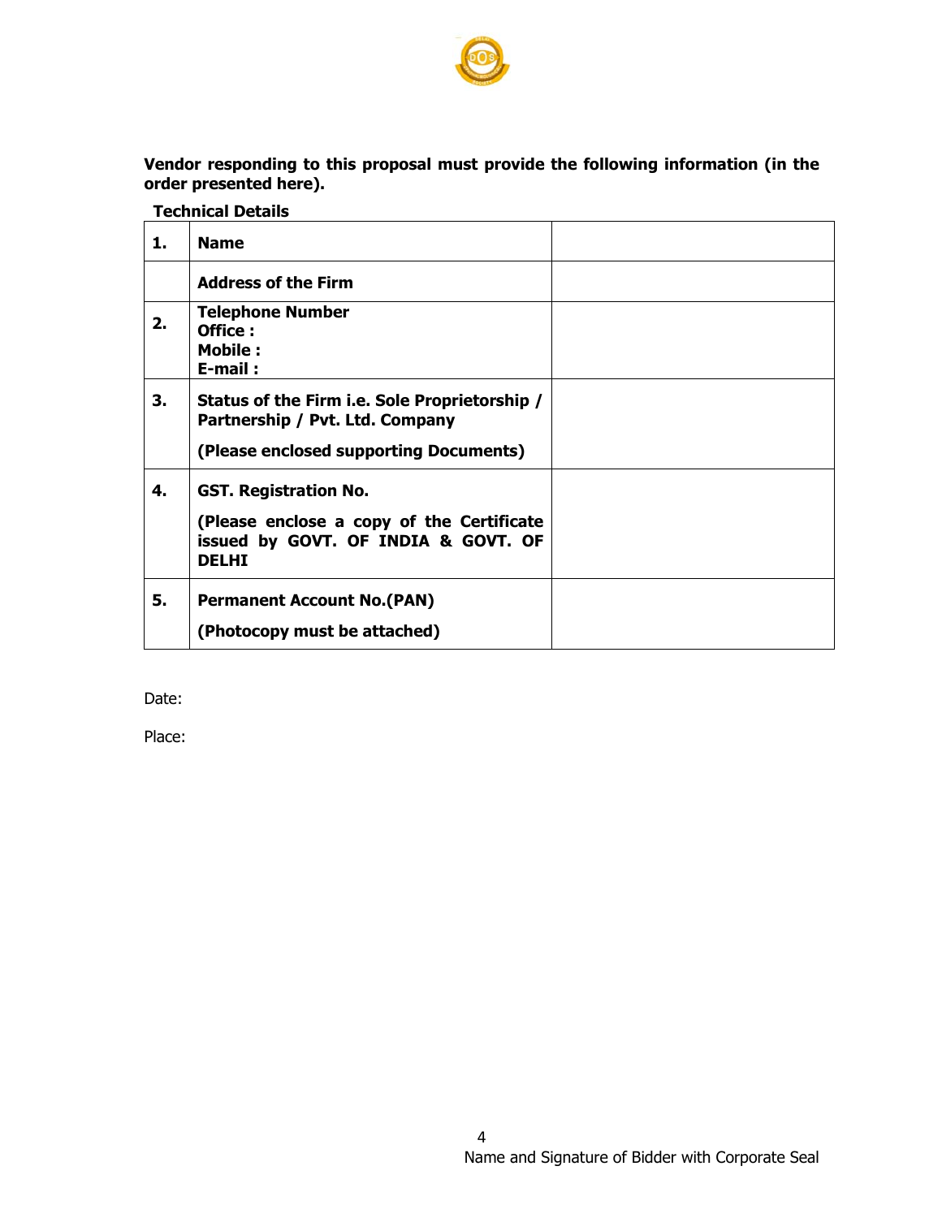**Vendor responding to this proposal must provide the following information (in the order presented here).**

**Technical Details**

| | | |
|---|---|---|
| **1.** | **Name** | |
| | **Address of the Firm** | |
| **2.** | **Telephone Number**<br>**Office :**<br>**Mobile :**<br>**E-mail :** | |
| **3.** | **Status of the Firm i.e. Sole Proprietorship / Partnership / Pvt. Ltd. Company**<br><br>**(Please enclosed supporting Documents)** | |
| **4.** | **GST. Registration No.**<br><br>**(Please enclose a copy of the Certificate issued by GOVT. OF INDIA & GOVT. OF DELHI** | |
| **5.** | **Permanent Account No.(PAN)**<br><br>**(Photocopy must be attached)** | |

Date:

Place:

Name and Signature of Bidder with Corporate Seal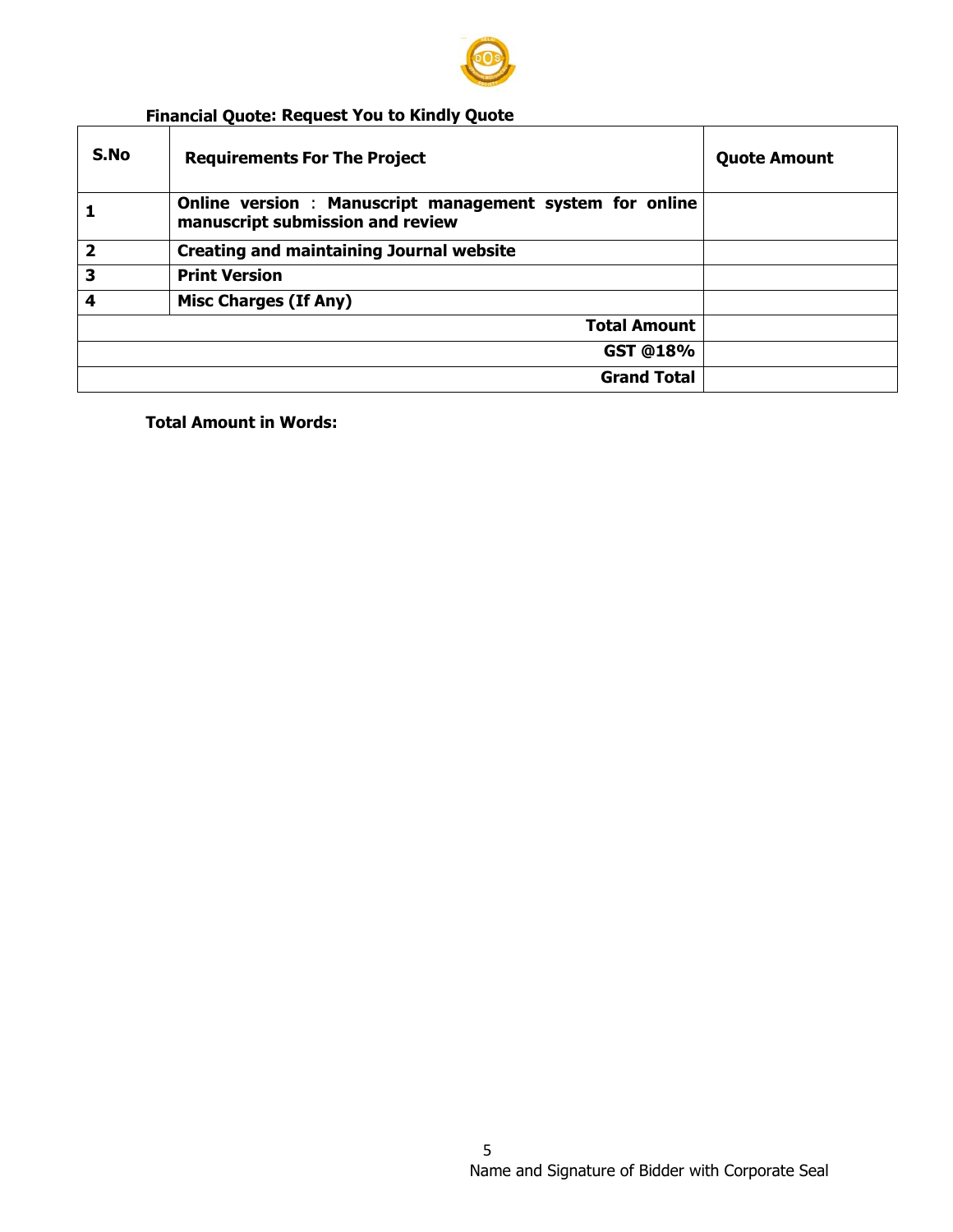**Financial Quote: Request You to Kindly Quote**

| S.No | Requirements For The Project | Quote Amount |
| --- | --- | --- |
| 1 | Online version : Manuscript management system for online manuscript submission and review | |
| 2 | Creating and maintaining Journal website | |
| 3 | Print Version | |
| 4 | Misc Charges (If Any) | |
| | Total Amount | |
| | GST @18% | |
| | Grand Total | |

**Total Amount in Words:**

Name and Signature of Bidder with Corporate Seal